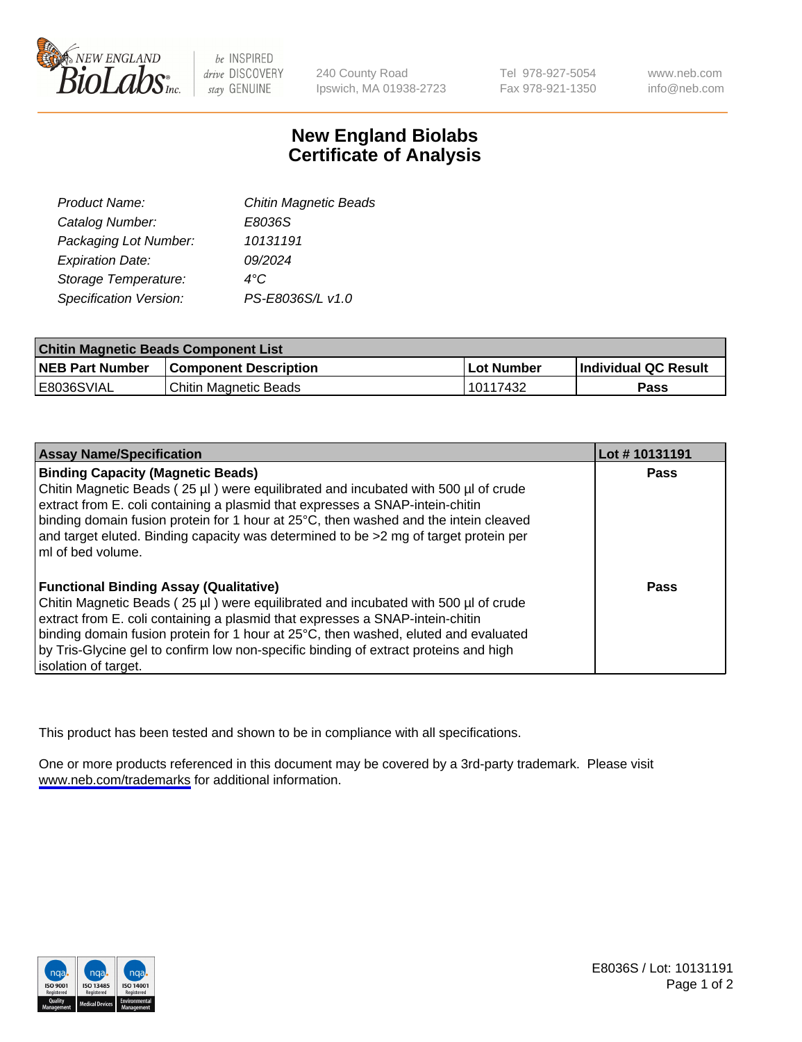# New England Biolabs Certificate of Analysis

| | |
|---|---|
| *Product Name:* | *Chitin Magnetic Beads* |
| *Catalog Number:* | *E8036S* |
| *Packaging Lot Number:* | *10131191* |
| *Expiration Date:* | *09/2024* |
| *Storage Temperature:* | *4°C* |
| *Specification Version:* | *PS-E8036S/L v1.0* |

| **Chitin Magnetic Beads Component List** | | | |
|---|---|---|---|
| **NEB Part Number** | **Component Description** | **Lot Number** | **Individual QC Result** |
| E8036SVIAL | Chitin Magnetic Beads | 10117432 | **Pass** |

| **Assay Name/Specification** | **Lot # 10131191** |
|---|---|
| **Binding Capacity (Magnetic Beads)** Chitin Magnetic Beads ( 25 µl ) were equilibrated and incubated with 500 µl of crude extract from E. coli containing a plasmid that expresses a SNAP-intein-chitin binding domain fusion protein for 1 hour at 25°C, then washed and the intein cleaved and target eluted. Binding capacity was determined to be >2 mg of target protein per ml of bed volume. | **Pass** |
| **Functional Binding Assay (Qualitative)** Chitin Magnetic Beads ( 25 µl ) were equilibrated and incubated with 500 µl of crude extract from E. coli containing a plasmid that expresses a SNAP-intein-chitin binding domain fusion protein for 1 hour at 25°C, then washed, eluted and evaluated by Tris-Glycine gel to confirm low non-specific binding of extract proteins and high isolation of target. | **Pass** |

This product has been tested and shown to be in compliance with all specifications.

One or more products referenced in this document may be covered by a 3rd-party trademark. Please visit www.neb.com/trademarks for additional information.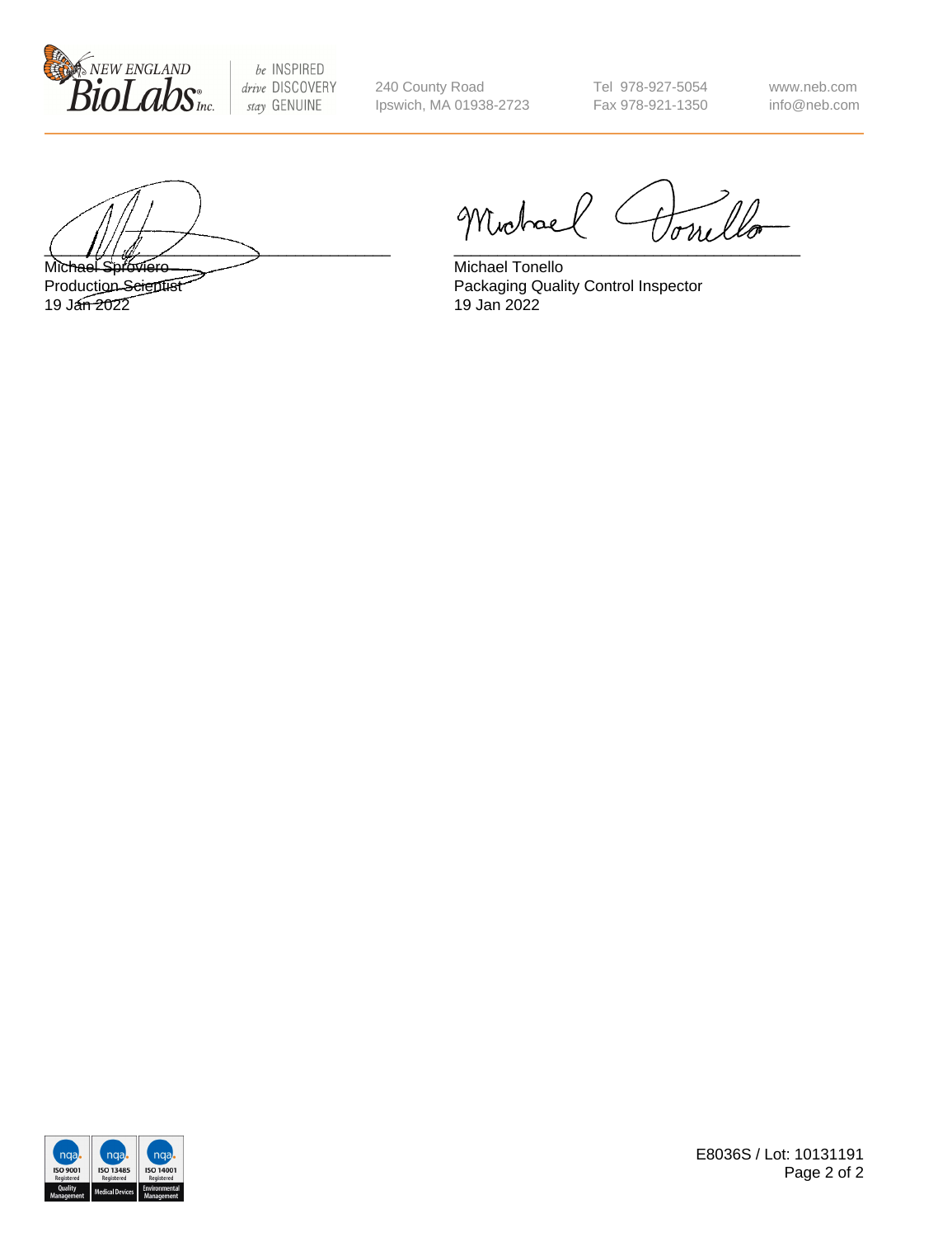Michael Sproviero
Production Scientist
19 Jan 2022

Michael Tonello
Packaging Quality Control Inspector
19 Jan 2022

E8036S / Lot: 10131191